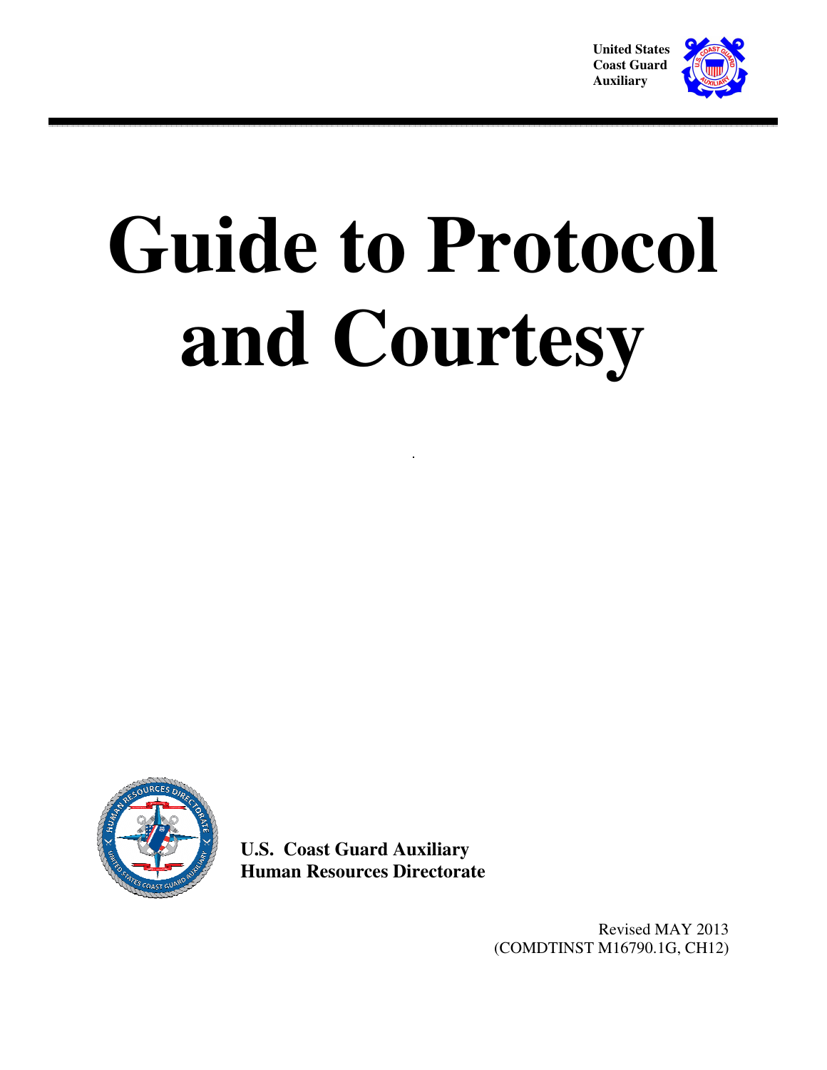**United States Coast Guard Auxiliary**

# Guide to Protocol and Courtesy

**U.S. Coast Guard Auxiliary**
**Human Resources Directorate**

Revised MAY 2013
(COMDTINST M16790.1G, CH12)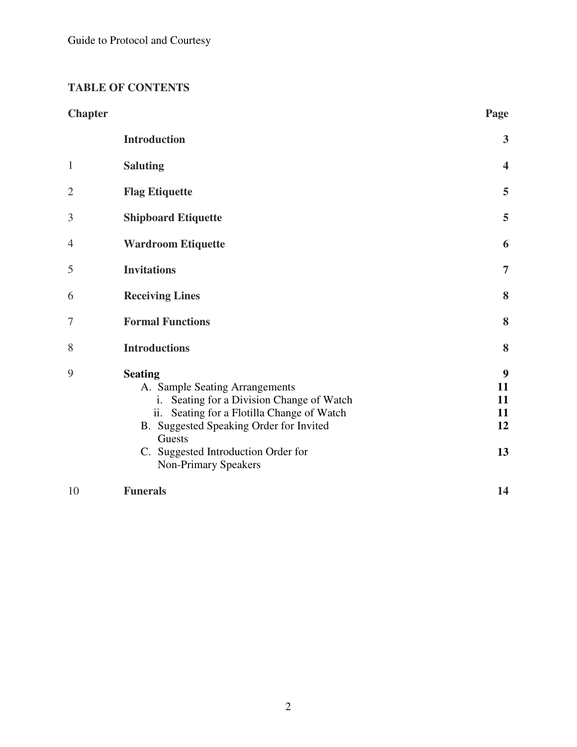## TABLE OF CONTENTS

| Chapter | | Page |
|---|---|---|
| | **Introduction** | **3** |
| 1 | **Saluting** | **4** |
| 2 | **Flag Etiquette** | **5** |
| 3 | **Shipboard Etiquette** | **5** |
| 4 | **Wardroom Etiquette** | **6** |
| 5 | **Invitations** | **7** |
| 6 | **Receiving Lines** | **8** |
| 7 | **Formal Functions** | **8** |
| 8 | **Introductions** | **8** |
| 9 | **Seating** | **9** |
| | A. Sample Seating Arrangements | **11** |
| | i. Seating for a Division Change of Watch | **11** |
| | ii. Seating for a Flotilla Change of Watch | **11** |
| | B. Suggested Speaking Order for Invited Guests | **12** |
| | C. Suggested Introduction Order for Non-Primary Speakers | **13** |
| 10 | **Funerals** | **14** |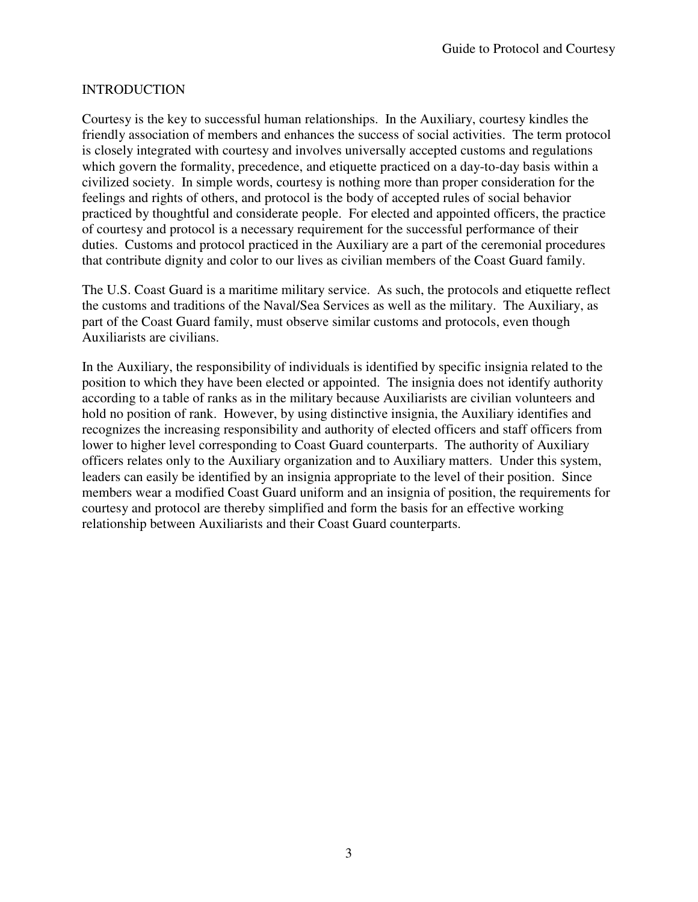## INTRODUCTION

Courtesy is the key to successful human relationships. In the Auxiliary, courtesy kindles the friendly association of members and enhances the success of social activities. The term protocol is closely integrated with courtesy and involves universally accepted customs and regulations which govern the formality, precedence, and etiquette practiced on a day-to-day basis within a civilized society. In simple words, courtesy is nothing more than proper consideration for the feelings and rights of others, and protocol is the body of accepted rules of social behavior practiced by thoughtful and considerate people. For elected and appointed officers, the practice of courtesy and protocol is a necessary requirement for the successful performance of their duties. Customs and protocol practiced in the Auxiliary are a part of the ceremonial procedures that contribute dignity and color to our lives as civilian members of the Coast Guard family.

The U.S. Coast Guard is a maritime military service. As such, the protocols and etiquette reflect the customs and traditions of the Naval/Sea Services as well as the military. The Auxiliary, as part of the Coast Guard family, must observe similar customs and protocols, even though Auxiliarists are civilians.

In the Auxiliary, the responsibility of individuals is identified by specific insignia related to the position to which they have been elected or appointed. The insignia does not identify authority according to a table of ranks as in the military because Auxiliarists are civilian volunteers and hold no position of rank. However, by using distinctive insignia, the Auxiliary identifies and recognizes the increasing responsibility and authority of elected officers and staff officers from lower to higher level corresponding to Coast Guard counterparts. The authority of Auxiliary officers relates only to the Auxiliary organization and to Auxiliary matters. Under this system, leaders can easily be identified by an insignia appropriate to the level of their position. Since members wear a modified Coast Guard uniform and an insignia of position, the requirements for courtesy and protocol are thereby simplified and form the basis for an effective working relationship between Auxiliarists and their Coast Guard counterparts.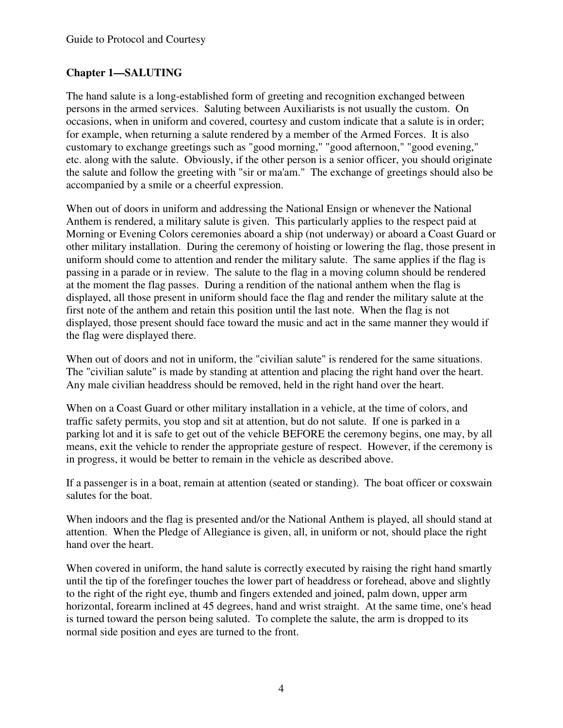## Chapter 1—SALUTING

The hand salute is a long-established form of greeting and recognition exchanged between persons in the armed services. Saluting between Auxiliarists is not usually the custom. On occasions, when in uniform and covered, courtesy and custom indicate that a salute is in order; for example, when returning a salute rendered by a member of the Armed Forces. It is also customary to exchange greetings such as "good morning," "good afternoon," "good evening," etc. along with the salute. Obviously, if the other person is a senior officer, you should originate the salute and follow the greeting with "sir or ma'am." The exchange of greetings should also be accompanied by a smile or a cheerful expression.

When out of doors in uniform and addressing the National Ensign or whenever the National Anthem is rendered, a military salute is given. This particularly applies to the respect paid at Morning or Evening Colors ceremonies aboard a ship (not underway) or aboard a Coast Guard or other military installation. During the ceremony of hoisting or lowering the flag, those present in uniform should come to attention and render the military salute. The same applies if the flag is passing in a parade or in review. The salute to the flag in a moving column should be rendered at the moment the flag passes. During a rendition of the national anthem when the flag is displayed, all those present in uniform should face the flag and render the military salute at the first note of the anthem and retain this position until the last note. When the flag is not displayed, those present should face toward the music and act in the same manner they would if the flag were displayed there.

When out of doors and not in uniform, the "civilian salute" is rendered for the same situations. The "civilian salute" is made by standing at attention and placing the right hand over the heart. Any male civilian headdress should be removed, held in the right hand over the heart.

When on a Coast Guard or other military installation in a vehicle, at the time of colors, and traffic safety permits, you stop and sit at attention, but do not salute. If one is parked in a parking lot and it is safe to get out of the vehicle BEFORE the ceremony begins, one may, by all means, exit the vehicle to render the appropriate gesture of respect. However, if the ceremony is in progress, it would be better to remain in the vehicle as described above.

If a passenger is in a boat, remain at attention (seated or standing). The boat officer or coxswain salutes for the boat.

When indoors and the flag is presented and/or the National Anthem is played, all should stand at attention. When the Pledge of Allegiance is given, all, in uniform or not, should place the right hand over the heart.

When covered in uniform, the hand salute is correctly executed by raising the right hand smartly until the tip of the forefinger touches the lower part of headdress or forehead, above and slightly to the right of the right eye, thumb and fingers extended and joined, palm down, upper arm horizontal, forearm inclined at 45 degrees, hand and wrist straight. At the same time, one's head is turned toward the person being saluted. To complete the salute, the arm is dropped to its normal side position and eyes are turned to the front.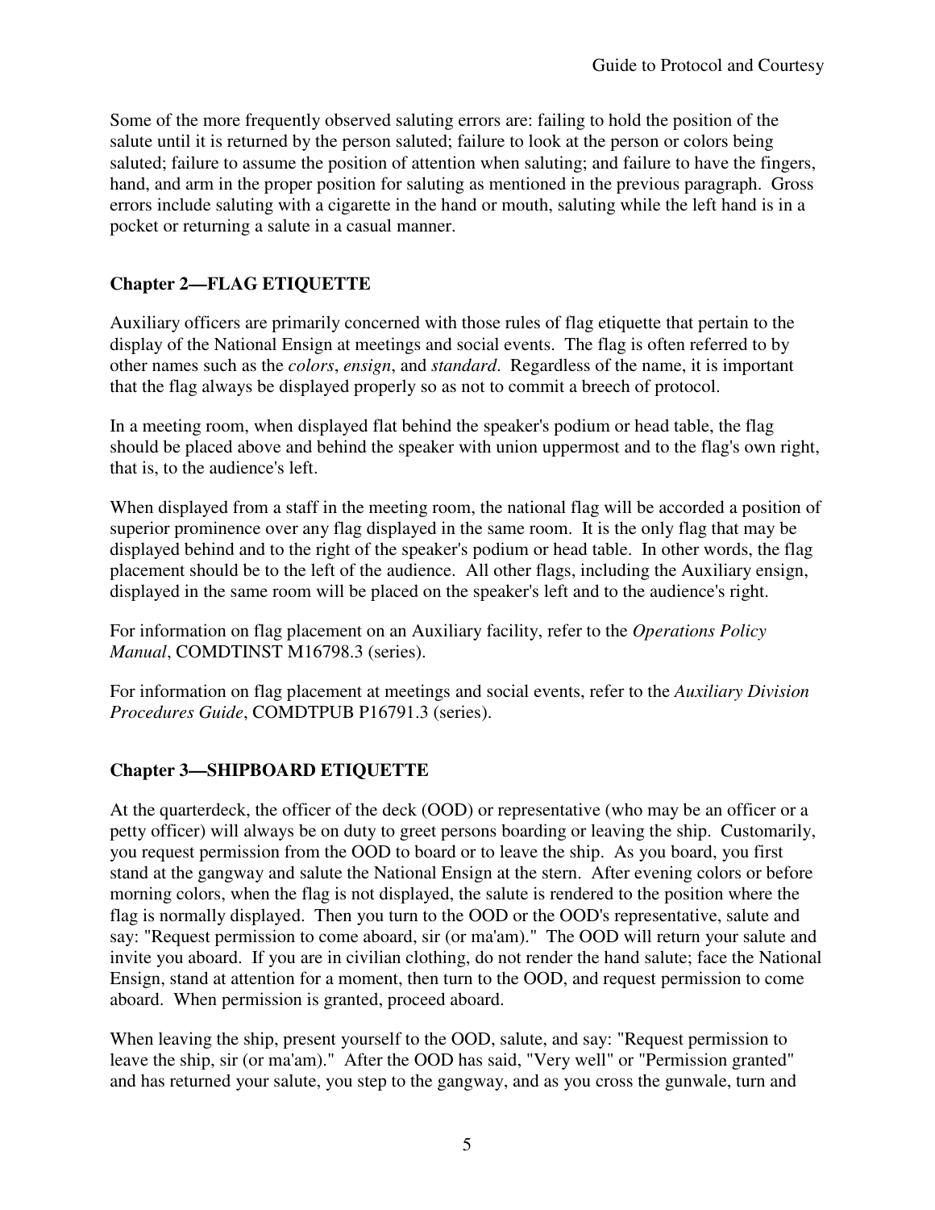Some of the more frequently observed saluting errors are: failing to hold the position of the salute until it is returned by the person saluted; failure to look at the person or colors being saluted; failure to assume the position of attention when saluting; and failure to have the fingers, hand, and arm in the proper position for saluting as mentioned in the previous paragraph. Gross errors include saluting with a cigarette in the hand or mouth, saluting while the left hand is in a pocket or returning a salute in a casual manner.

## Chapter 2—FLAG ETIQUETTE

Auxiliary officers are primarily concerned with those rules of flag etiquette that pertain to the display of the National Ensign at meetings and social events. The flag is often referred to by other names such as the *colors*, *ensign*, and *standard*. Regardless of the name, it is important that the flag always be displayed properly so as not to commit a breech of protocol.

In a meeting room, when displayed flat behind the speaker's podium or head table, the flag should be placed above and behind the speaker with union uppermost and to the flag's own right, that is, to the audience's left.

When displayed from a staff in the meeting room, the national flag will be accorded a position of superior prominence over any flag displayed in the same room. It is the only flag that may be displayed behind and to the right of the speaker's podium or head table. In other words, the flag placement should be to the left of the audience. All other flags, including the Auxiliary ensign, displayed in the same room will be placed on the speaker's left and to the audience's right.

For information on flag placement on an Auxiliary facility, refer to the *Operations Policy Manual*, COMDTINST M16798.3 (series).

For information on flag placement at meetings and social events, refer to the *Auxiliary Division Procedures Guide*, COMDTPUB P16791.3 (series).

## Chapter 3—SHIPBOARD ETIQUETTE

At the quarterdeck, the officer of the deck (OOD) or representative (who may be an officer or a petty officer) will always be on duty to greet persons boarding or leaving the ship. Customarily, you request permission from the OOD to board or to leave the ship. As you board, you first stand at the gangway and salute the National Ensign at the stern. After evening colors or before morning colors, when the flag is not displayed, the salute is rendered to the position where the flag is normally displayed. Then you turn to the OOD or the OOD's representative, salute and say: "Request permission to come aboard, sir (or ma'am)." The OOD will return your salute and invite you aboard. If you are in civilian clothing, do not render the hand salute; face the National Ensign, stand at attention for a moment, then turn to the OOD, and request permission to come aboard. When permission is granted, proceed aboard.

When leaving the ship, present yourself to the OOD, salute, and say: "Request permission to leave the ship, sir (or ma'am)." After the OOD has said, "Very well" or "Permission granted" and has returned your salute, you step to the gangway, and as you cross the gunwale, turn and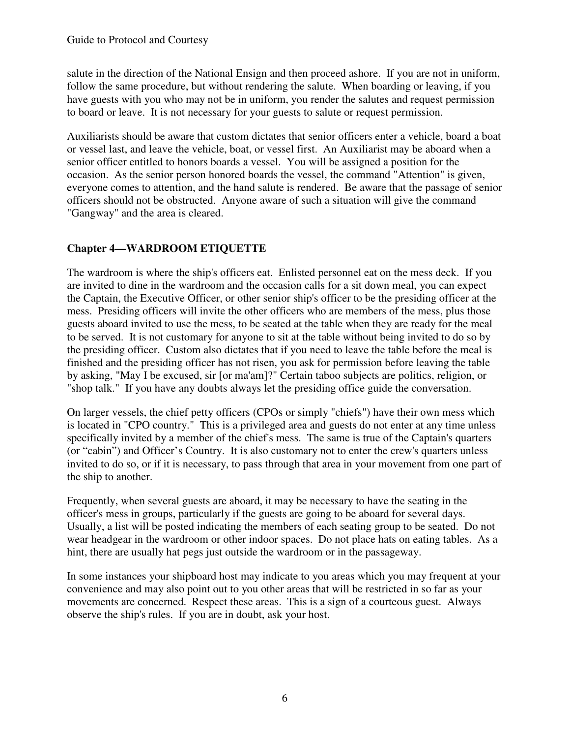salute in the direction of the National Ensign and then proceed ashore. If you are not in uniform, follow the same procedure, but without rendering the salute. When boarding or leaving, if you have guests with you who may not be in uniform, you render the salutes and request permission to board or leave. It is not necessary for your guests to salute or request permission.

Auxiliarists should be aware that custom dictates that senior officers enter a vehicle, board a boat or vessel last, and leave the vehicle, boat, or vessel first. An Auxiliarist may be aboard when a senior officer entitled to honors boards a vessel. You will be assigned a position for the occasion. As the senior person honored boards the vessel, the command "Attention" is given, everyone comes to attention, and the hand salute is rendered. Be aware that the passage of senior officers should not be obstructed. Anyone aware of such a situation will give the command "Gangway" and the area is cleared.

## Chapter 4—WARDROOM ETIQUETTE

The wardroom is where the ship's officers eat. Enlisted personnel eat on the mess deck. If you are invited to dine in the wardroom and the occasion calls for a sit down meal, you can expect the Captain, the Executive Officer, or other senior ship's officer to be the presiding officer at the mess. Presiding officers will invite the other officers who are members of the mess, plus those guests aboard invited to use the mess, to be seated at the table when they are ready for the meal to be served. It is not customary for anyone to sit at the table without being invited to do so by the presiding officer. Custom also dictates that if you need to leave the table before the meal is finished and the presiding officer has not risen, you ask for permission before leaving the table by asking, "May I be excused, sir [or ma'am]?" Certain taboo subjects are politics, religion, or "shop talk." If you have any doubts always let the presiding office guide the conversation.

On larger vessels, the chief petty officers (CPOs or simply "chiefs") have their own mess which is located in "CPO country." This is a privileged area and guests do not enter at any time unless specifically invited by a member of the chief's mess. The same is true of the Captain's quarters (or "cabin") and Officer's Country. It is also customary not to enter the crew's quarters unless invited to do so, or if it is necessary, to pass through that area in your movement from one part of the ship to another.

Frequently, when several guests are aboard, it may be necessary to have the seating in the officer's mess in groups, particularly if the guests are going to be aboard for several days. Usually, a list will be posted indicating the members of each seating group to be seated. Do not wear headgear in the wardroom or other indoor spaces. Do not place hats on eating tables. As a hint, there are usually hat pegs just outside the wardroom or in the passageway.

In some instances your shipboard host may indicate to you areas which you may frequent at your convenience and may also point out to you other areas that will be restricted in so far as your movements are concerned. Respect these areas. This is a sign of a courteous guest. Always observe the ship's rules. If you are in doubt, ask your host.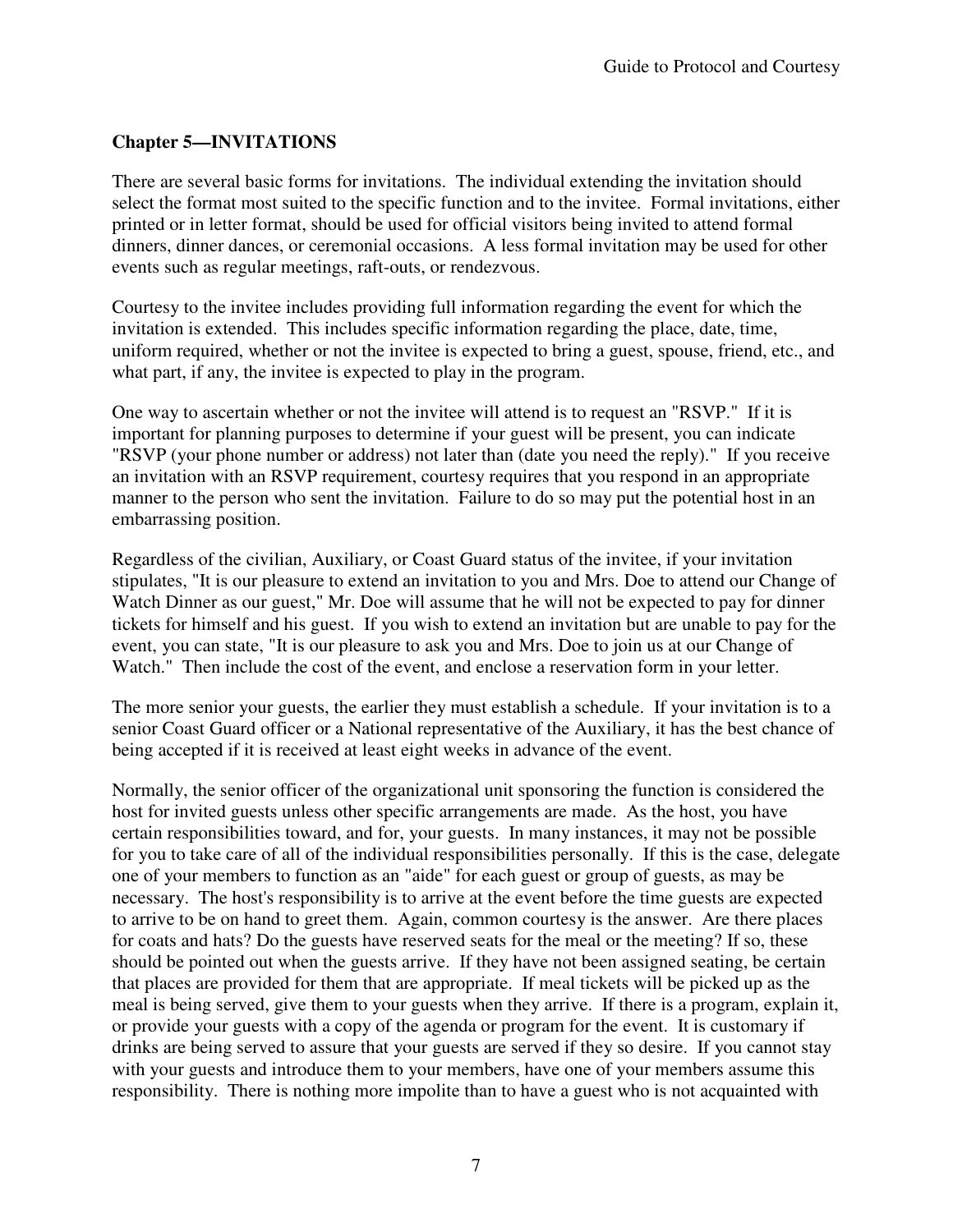## Chapter 5—INVITATIONS

There are several basic forms for invitations. The individual extending the invitation should select the format most suited to the specific function and to the invitee. Formal invitations, either printed or in letter format, should be used for official visitors being invited to attend formal dinners, dinner dances, or ceremonial occasions. A less formal invitation may be used for other events such as regular meetings, raft-outs, or rendezvous.

Courtesy to the invitee includes providing full information regarding the event for which the invitation is extended. This includes specific information regarding the place, date, time, uniform required, whether or not the invitee is expected to bring a guest, spouse, friend, etc., and what part, if any, the invitee is expected to play in the program.

One way to ascertain whether or not the invitee will attend is to request an "RSVP." If it is important for planning purposes to determine if your guest will be present, you can indicate "RSVP (your phone number or address) not later than (date you need the reply)." If you receive an invitation with an RSVP requirement, courtesy requires that you respond in an appropriate manner to the person who sent the invitation. Failure to do so may put the potential host in an embarrassing position.

Regardless of the civilian, Auxiliary, or Coast Guard status of the invitee, if your invitation stipulates, "It is our pleasure to extend an invitation to you and Mrs. Doe to attend our Change of Watch Dinner as our guest," Mr. Doe will assume that he will not be expected to pay for dinner tickets for himself and his guest. If you wish to extend an invitation but are unable to pay for the event, you can state, "It is our pleasure to ask you and Mrs. Doe to join us at our Change of Watch." Then include the cost of the event, and enclose a reservation form in your letter.

The more senior your guests, the earlier they must establish a schedule. If your invitation is to a senior Coast Guard officer or a National representative of the Auxiliary, it has the best chance of being accepted if it is received at least eight weeks in advance of the event.

Normally, the senior officer of the organizational unit sponsoring the function is considered the host for invited guests unless other specific arrangements are made. As the host, you have certain responsibilities toward, and for, your guests. In many instances, it may not be possible for you to take care of all of the individual responsibilities personally. If this is the case, delegate one of your members to function as an "aide" for each guest or group of guests, as may be necessary. The host's responsibility is to arrive at the event before the time guests are expected to arrive to be on hand to greet them. Again, common courtesy is the answer. Are there places for coats and hats? Do the guests have reserved seats for the meal or the meeting? If so, these should be pointed out when the guests arrive. If they have not been assigned seating, be certain that places are provided for them that are appropriate. If meal tickets will be picked up as the meal is being served, give them to your guests when they arrive. If there is a program, explain it, or provide your guests with a copy of the agenda or program for the event. It is customary if drinks are being served to assure that your guests are served if they so desire. If you cannot stay with your guests and introduce them to your members, have one of your members assume this responsibility. There is nothing more impolite than to have a guest who is not acquainted with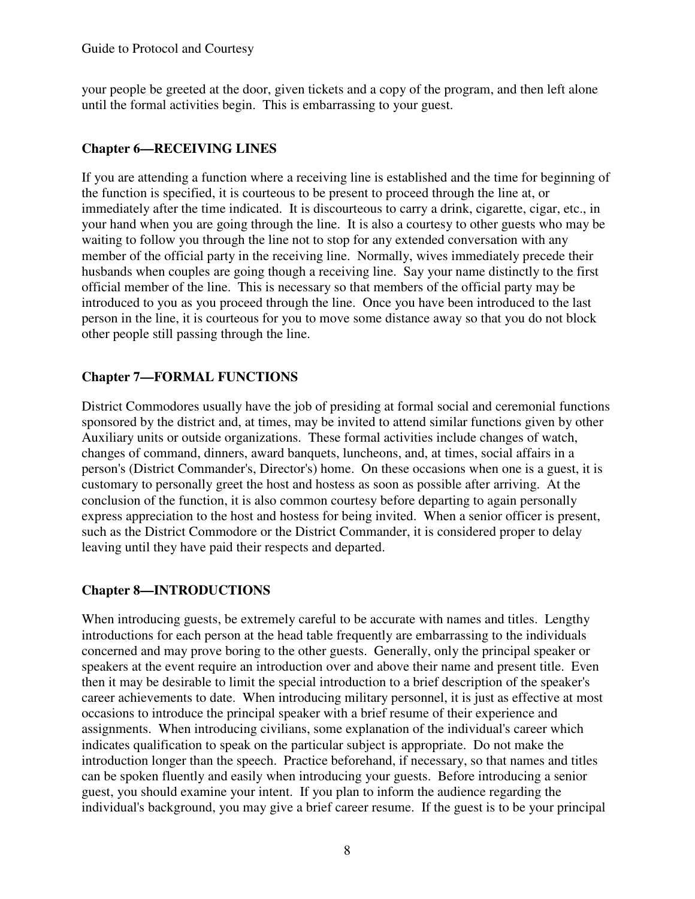your people be greeted at the door, given tickets and a copy of the program, and then left alone until the formal activities begin. This is embarrassing to your guest.

## Chapter 6—RECEIVING LINES

If you are attending a function where a receiving line is established and the time for beginning of the function is specified, it is courteous to be present to proceed through the line at, or immediately after the time indicated. It is discourteous to carry a drink, cigarette, cigar, etc., in your hand when you are going through the line. It is also a courtesy to other guests who may be waiting to follow you through the line not to stop for any extended conversation with any member of the official party in the receiving line. Normally, wives immediately precede their husbands when couples are going though a receiving line. Say your name distinctly to the first official member of the line. This is necessary so that members of the official party may be introduced to you as you proceed through the line. Once you have been introduced to the last person in the line, it is courteous for you to move some distance away so that you do not block other people still passing through the line.

## Chapter 7—FORMAL FUNCTIONS

District Commodores usually have the job of presiding at formal social and ceremonial functions sponsored by the district and, at times, may be invited to attend similar functions given by other Auxiliary units or outside organizations. These formal activities include changes of watch, changes of command, dinners, award banquets, luncheons, and, at times, social affairs in a person's (District Commander's, Director's) home. On these occasions when one is a guest, it is customary to personally greet the host and hostess as soon as possible after arriving. At the conclusion of the function, it is also common courtesy before departing to again personally express appreciation to the host and hostess for being invited. When a senior officer is present, such as the District Commodore or the District Commander, it is considered proper to delay leaving until they have paid their respects and departed.

## Chapter 8—INTRODUCTIONS

When introducing guests, be extremely careful to be accurate with names and titles. Lengthy introductions for each person at the head table frequently are embarrassing to the individuals concerned and may prove boring to the other guests. Generally, only the principal speaker or speakers at the event require an introduction over and above their name and present title. Even then it may be desirable to limit the special introduction to a brief description of the speaker's career achievements to date. When introducing military personnel, it is just as effective at most occasions to introduce the principal speaker with a brief resume of their experience and assignments. When introducing civilians, some explanation of the individual's career which indicates qualification to speak on the particular subject is appropriate. Do not make the introduction longer than the speech. Practice beforehand, if necessary, so that names and titles can be spoken fluently and easily when introducing your guests. Before introducing a senior guest, you should examine your intent. If you plan to inform the audience regarding the individual's background, you may give a brief career resume. If the guest is to be your principal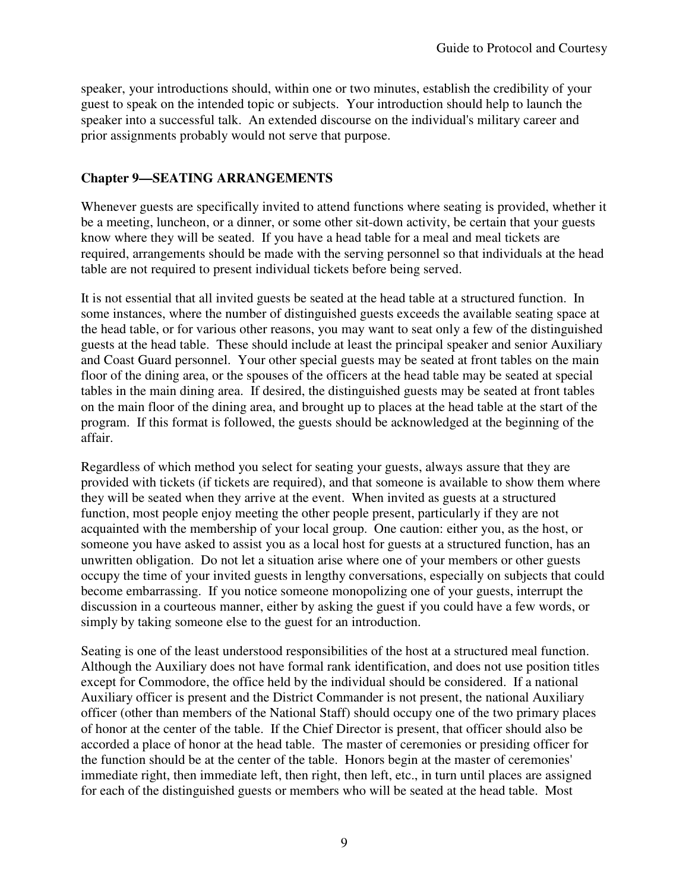speaker, your introductions should, within one or two minutes, establish the credibility of your guest to speak on the intended topic or subjects. Your introduction should help to launch the speaker into a successful talk. An extended discourse on the individual's military career and prior assignments probably would not serve that purpose.

## Chapter 9—SEATING ARRANGEMENTS

Whenever guests are specifically invited to attend functions where seating is provided, whether it be a meeting, luncheon, or a dinner, or some other sit-down activity, be certain that your guests know where they will be seated. If you have a head table for a meal and meal tickets are required, arrangements should be made with the serving personnel so that individuals at the head table are not required to present individual tickets before being served.

It is not essential that all invited guests be seated at the head table at a structured function. In some instances, where the number of distinguished guests exceeds the available seating space at the head table, or for various other reasons, you may want to seat only a few of the distinguished guests at the head table. These should include at least the principal speaker and senior Auxiliary and Coast Guard personnel. Your other special guests may be seated at front tables on the main floor of the dining area, or the spouses of the officers at the head table may be seated at special tables in the main dining area. If desired, the distinguished guests may be seated at front tables on the main floor of the dining area, and brought up to places at the head table at the start of the program. If this format is followed, the guests should be acknowledged at the beginning of the affair.

Regardless of which method you select for seating your guests, always assure that they are provided with tickets (if tickets are required), and that someone is available to show them where they will be seated when they arrive at the event. When invited as guests at a structured function, most people enjoy meeting the other people present, particularly if they are not acquainted with the membership of your local group. One caution: either you, as the host, or someone you have asked to assist you as a local host for guests at a structured function, has an unwritten obligation. Do not let a situation arise where one of your members or other guests occupy the time of your invited guests in lengthy conversations, especially on subjects that could become embarrassing. If you notice someone monopolizing one of your guests, interrupt the discussion in a courteous manner, either by asking the guest if you could have a few words, or simply by taking someone else to the guest for an introduction.

Seating is one of the least understood responsibilities of the host at a structured meal function. Although the Auxiliary does not have formal rank identification, and does not use position titles except for Commodore, the office held by the individual should be considered. If a national Auxiliary officer is present and the District Commander is not present, the national Auxiliary officer (other than members of the National Staff) should occupy one of the two primary places of honor at the center of the table. If the Chief Director is present, that officer should also be accorded a place of honor at the head table. The master of ceremonies or presiding officer for the function should be at the center of the table. Honors begin at the master of ceremonies' immediate right, then immediate left, then right, then left, etc., in turn until places are assigned for each of the distinguished guests or members who will be seated at the head table. Most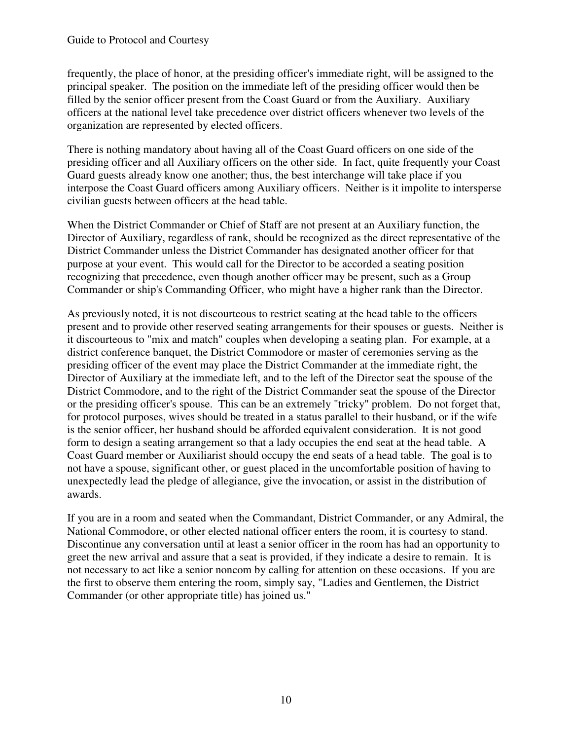frequently, the place of honor, at the presiding officer's immediate right, will be assigned to the principal speaker. The position on the immediate left of the presiding officer would then be filled by the senior officer present from the Coast Guard or from the Auxiliary. Auxiliary officers at the national level take precedence over district officers whenever two levels of the organization are represented by elected officers.

There is nothing mandatory about having all of the Coast Guard officers on one side of the presiding officer and all Auxiliary officers on the other side. In fact, quite frequently your Coast Guard guests already know one another; thus, the best interchange will take place if you interpose the Coast Guard officers among Auxiliary officers. Neither is it impolite to intersperse civilian guests between officers at the head table.

When the District Commander or Chief of Staff are not present at an Auxiliary function, the Director of Auxiliary, regardless of rank, should be recognized as the direct representative of the District Commander unless the District Commander has designated another officer for that purpose at your event. This would call for the Director to be accorded a seating position recognizing that precedence, even though another officer may be present, such as a Group Commander or ship's Commanding Officer, who might have a higher rank than the Director.

As previously noted, it is not discourteous to restrict seating at the head table to the officers present and to provide other reserved seating arrangements for their spouses or guests. Neither is it discourteous to "mix and match" couples when developing a seating plan. For example, at a district conference banquet, the District Commodore or master of ceremonies serving as the presiding officer of the event may place the District Commander at the immediate right, the Director of Auxiliary at the immediate left, and to the left of the Director seat the spouse of the District Commodore, and to the right of the District Commander seat the spouse of the Director or the presiding officer's spouse. This can be an extremely "tricky" problem. Do not forget that, for protocol purposes, wives should be treated in a status parallel to their husband, or if the wife is the senior officer, her husband should be afforded equivalent consideration. It is not good form to design a seating arrangement so that a lady occupies the end seat at the head table. A Coast Guard member or Auxiliarist should occupy the end seats of a head table. The goal is to not have a spouse, significant other, or guest placed in the uncomfortable position of having to unexpectedly lead the pledge of allegiance, give the invocation, or assist in the distribution of awards.

If you are in a room and seated when the Commandant, District Commander, or any Admiral, the National Commodore, or other elected national officer enters the room, it is courtesy to stand. Discontinue any conversation until at least a senior officer in the room has had an opportunity to greet the new arrival and assure that a seat is provided, if they indicate a desire to remain. It is not necessary to act like a senior noncom by calling for attention on these occasions. If you are the first to observe them entering the room, simply say, "Ladies and Gentlemen, the District Commander (or other appropriate title) has joined us."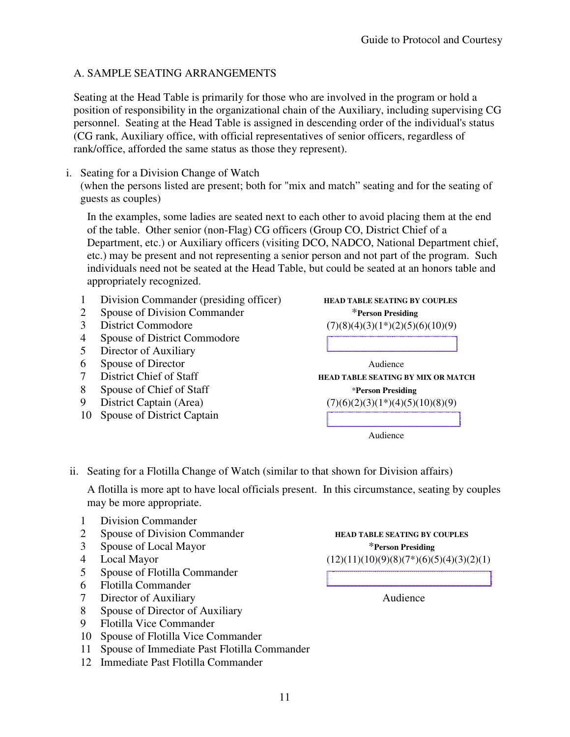## A. SAMPLE SEATING ARRANGEMENTS

Seating at the Head Table is primarily for those who are involved in the program or hold a position of responsibility in the organizational chain of the Auxiliary, including supervising CG personnel. Seating at the Head Table is assigned in descending order of the individual's status (CG rank, Auxiliary office, with official representatives of senior officers, regardless of rank/office, afforded the same status as those they represent).

i. Seating for a Division Change of Watch
(when the persons listed are present; both for "mix and match" seating and for the seating of guests as couples)

In the examples, some ladies are seated next to each other to avoid placing them at the end of the table. Other senior (non-Flag) CG officers (Group CO, District Chief of a Department, etc.) or Auxiliary officers (visiting DCO, NADCO, National Department chief, etc.) may be present and not representing a senior person and not part of the program. Such individuals need not be seated at the Head Table, but could be seated at an honors table and appropriately recognized.

1. Division Commander (presiding officer)
2. Spouse of Division Commander
3. District Commodore
4. Spouse of District Commodore
5. Director of Auxiliary
6. Spouse of Director
7. District Chief of Staff
8. Spouse of Chief of Staff
9. District Captain (Area)
10. Spouse of District Captain

**HEAD TABLE SEATING BY COUPLES**

*Person Presiding

(7)(8)(4)(3)(1*)(2)(5)(6)(10)(9)

Audience

**HEAD TABLE SEATING BY MIX OR MATCH**

*Person Presiding

(7)(6)(2)(3)(1*)(4)(5)(10)(8)(9)

Audience

ii. Seating for a Flotilla Change of Watch (similar to that shown for Division affairs)

A flotilla is more apt to have local officials present. In this circumstance, seating by couples may be more appropriate.

1. Division Commander
2. Spouse of Division Commander
3. Spouse of Local Mayor
4. Local Mayor
5. Spouse of Flotilla Commander
6. Flotilla Commander
7. Director of Auxiliary
8. Spouse of Director of Auxiliary
9. Flotilla Vice Commander
10. Spouse of Flotilla Vice Commander
11. Spouse of Immediate Past Flotilla Commander
12. Immediate Past Flotilla Commander

**HEAD TABLE SEATING BY COUPLES**

*Person Presiding

(12)(11)(10)(9)(8)(7*)(6)(5)(4)(3)(2)(1)

Audience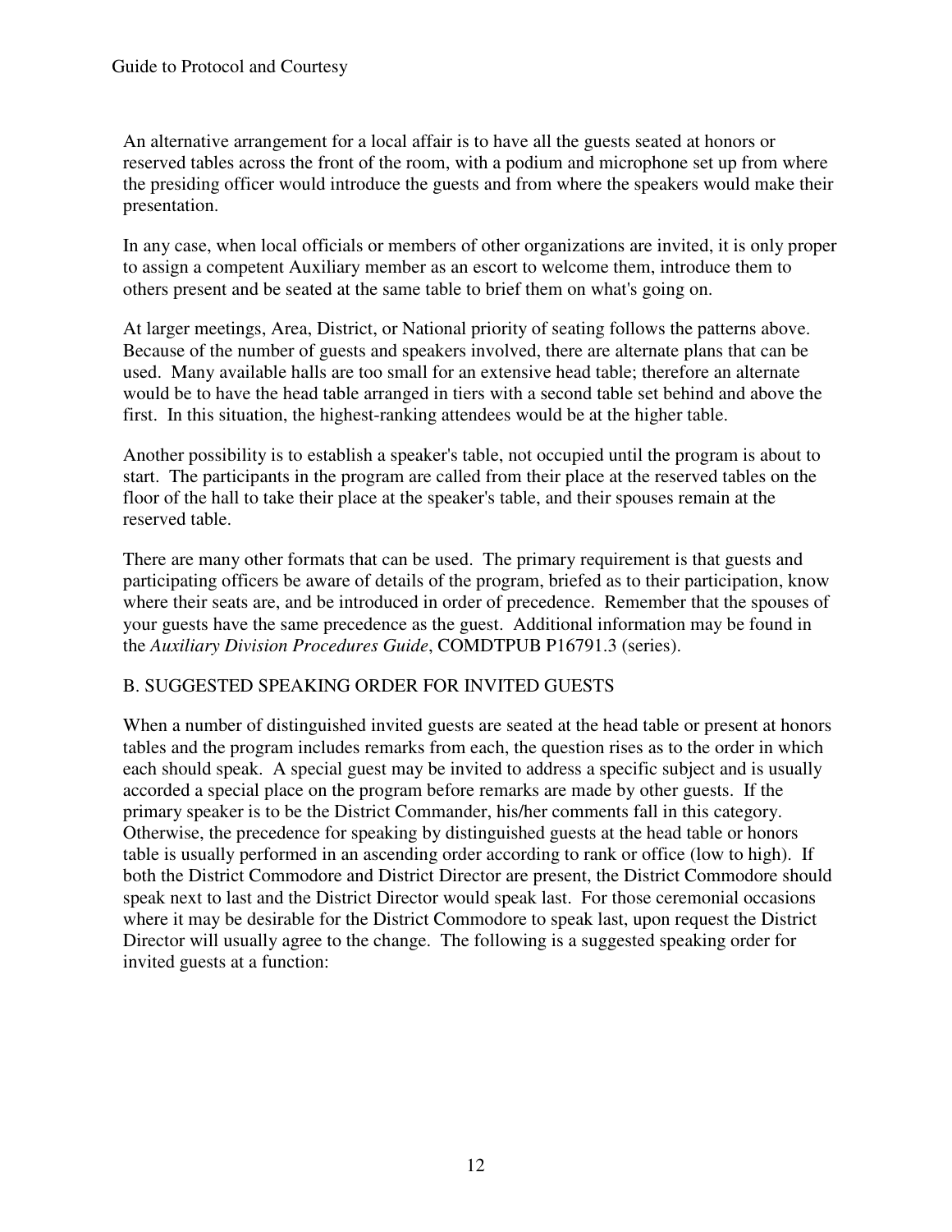An alternative arrangement for a local affair is to have all the guests seated at honors or reserved tables across the front of the room, with a podium and microphone set up from where the presiding officer would introduce the guests and from where the speakers would make their presentation.

In any case, when local officials or members of other organizations are invited, it is only proper to assign a competent Auxiliary member as an escort to welcome them, introduce them to others present and be seated at the same table to brief them on what's going on.

At larger meetings, Area, District, or National priority of seating follows the patterns above. Because of the number of guests and speakers involved, there are alternate plans that can be used. Many available halls are too small for an extensive head table; therefore an alternate would be to have the head table arranged in tiers with a second table set behind and above the first. In this situation, the highest-ranking attendees would be at the higher table.

Another possibility is to establish a speaker's table, not occupied until the program is about to start. The participants in the program are called from their place at the reserved tables on the floor of the hall to take their place at the speaker's table, and their spouses remain at the reserved table.

There are many other formats that can be used. The primary requirement is that guests and participating officers be aware of details of the program, briefed as to their participation, know where their seats are, and be introduced in order of precedence. Remember that the spouses of your guests have the same precedence as the guest. Additional information may be found in the *Auxiliary Division Procedures Guide*, COMDTPUB P16791.3 (series).

## B. SUGGESTED SPEAKING ORDER FOR INVITED GUESTS

When a number of distinguished invited guests are seated at the head table or present at honors tables and the program includes remarks from each, the question rises as to the order in which each should speak. A special guest may be invited to address a specific subject and is usually accorded a special place on the program before remarks are made by other guests. If the primary speaker is to be the District Commander, his/her comments fall in this category. Otherwise, the precedence for speaking by distinguished guests at the head table or honors table is usually performed in an ascending order according to rank or office (low to high). If both the District Commodore and District Director are present, the District Commodore should speak next to last and the District Director would speak last. For those ceremonial occasions where it may be desirable for the District Commodore to speak last, upon request the District Director will usually agree to the change. The following is a suggested speaking order for invited guests at a function: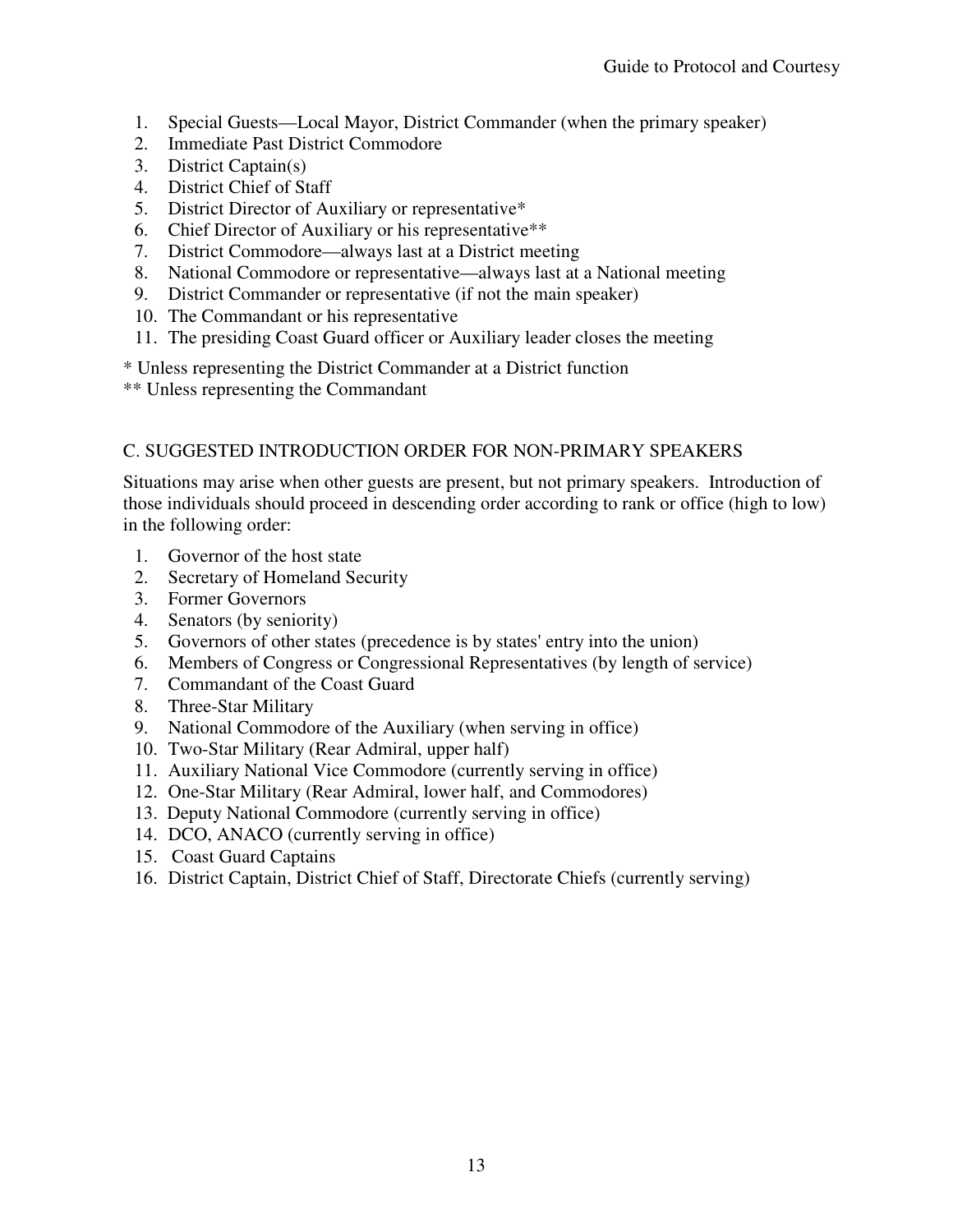1. Special Guests—Local Mayor, District Commander (when the primary speaker)
2. Immediate Past District Commodore
3. District Captain(s)
4. District Chief of Staff
5. District Director of Auxiliary or representative*
6. Chief Director of Auxiliary or his representative**
7. District Commodore—always last at a District meeting
8. National Commodore or representative—always last at a National meeting
9. District Commander or representative (if not the main speaker)
10. The Commandant or his representative
11. The presiding Coast Guard officer or Auxiliary leader closes the meeting

* Unless representing the District Commander at a District function

** Unless representing the Commandant

## C. SUGGESTED INTRODUCTION ORDER FOR NON-PRIMARY SPEAKERS

Situations may arise when other guests are present, but not primary speakers. Introduction of those individuals should proceed in descending order according to rank or office (high to low) in the following order:

1. Governor of the host state
2. Secretary of Homeland Security
3. Former Governors
4. Senators (by seniority)
5. Governors of other states (precedence is by states' entry into the union)
6. Members of Congress or Congressional Representatives (by length of service)
7. Commandant of the Coast Guard
8. Three-Star Military
9. National Commodore of the Auxiliary (when serving in office)
10. Two-Star Military (Rear Admiral, upper half)
11. Auxiliary National Vice Commodore (currently serving in office)
12. One-Star Military (Rear Admiral, lower half, and Commodores)
13. Deputy National Commodore (currently serving in office)
14. DCO, ANACO (currently serving in office)
15. Coast Guard Captains
16. District Captain, District Chief of Staff, Directorate Chiefs (currently serving)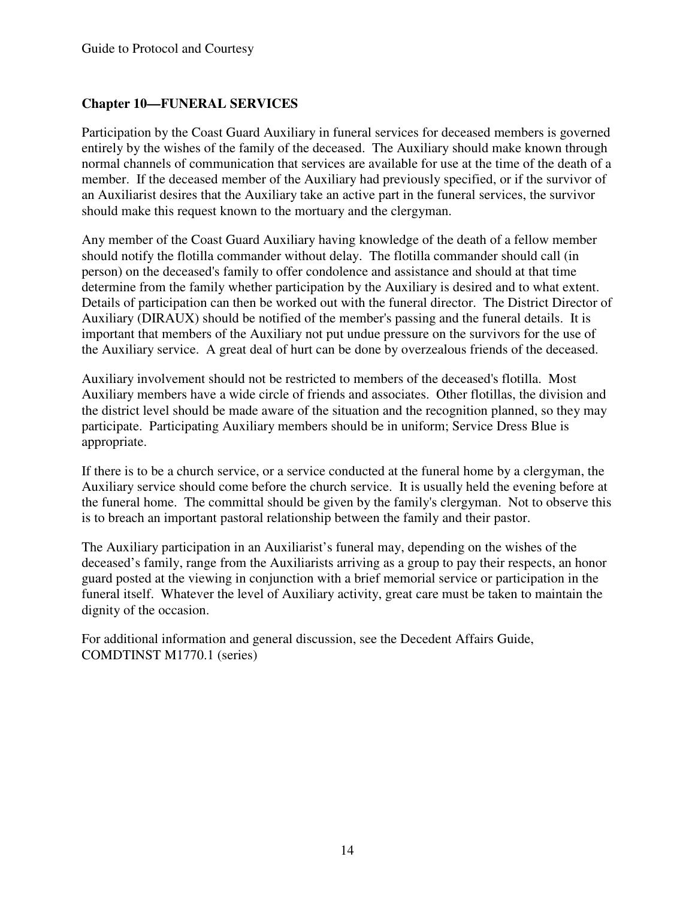## Chapter 10—FUNERAL SERVICES

Participation by the Coast Guard Auxiliary in funeral services for deceased members is governed entirely by the wishes of the family of the deceased. The Auxiliary should make known through normal channels of communication that services are available for use at the time of the death of a member. If the deceased member of the Auxiliary had previously specified, or if the survivor of an Auxiliarist desires that the Auxiliary take an active part in the funeral services, the survivor should make this request known to the mortuary and the clergyman.

Any member of the Coast Guard Auxiliary having knowledge of the death of a fellow member should notify the flotilla commander without delay. The flotilla commander should call (in person) on the deceased's family to offer condolence and assistance and should at that time determine from the family whether participation by the Auxiliary is desired and to what extent. Details of participation can then be worked out with the funeral director. The District Director of Auxiliary (DIRAUX) should be notified of the member's passing and the funeral details. It is important that members of the Auxiliary not put undue pressure on the survivors for the use of the Auxiliary service. A great deal of hurt can be done by overzealous friends of the deceased.

Auxiliary involvement should not be restricted to members of the deceased's flotilla. Most Auxiliary members have a wide circle of friends and associates. Other flotillas, the division and the district level should be made aware of the situation and the recognition planned, so they may participate. Participating Auxiliary members should be in uniform; Service Dress Blue is appropriate.

If there is to be a church service, or a service conducted at the funeral home by a clergyman, the Auxiliary service should come before the church service. It is usually held the evening before at the funeral home. The committal should be given by the family's clergyman. Not to observe this is to breach an important pastoral relationship between the family and their pastor.

The Auxiliary participation in an Auxiliarist's funeral may, depending on the wishes of the deceased's family, range from the Auxiliarists arriving as a group to pay their respects, an honor guard posted at the viewing in conjunction with a brief memorial service or participation in the funeral itself. Whatever the level of Auxiliary activity, great care must be taken to maintain the dignity of the occasion.

For additional information and general discussion, see the Decedent Affairs Guide, COMDTINST M1770.1 (series)